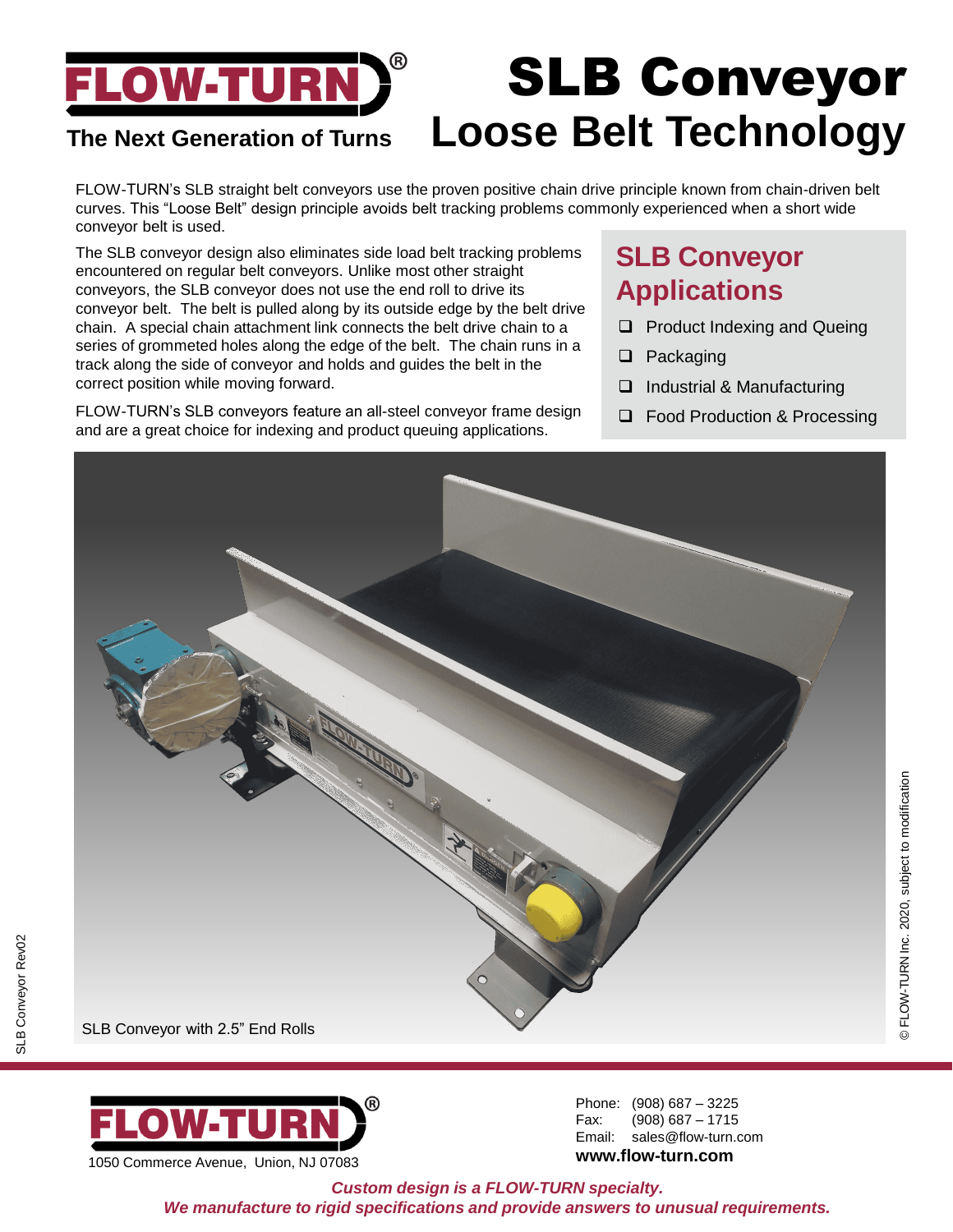# FLOW-TURN®

**The Next Generation of Turns**

# SLB Conveyor
## Loose Belt Technology

FLOW-TURN's SLB straight belt conveyors use the proven positive chain drive principle known from chain-driven belt curves. This "Loose Belt" design principle avoids belt tracking problems commonly experienced when a short wide conveyor belt is used.

The SLB conveyor design also eliminates side load belt tracking problems encountered on regular belt conveyors. Unlike most other straight conveyors, the SLB conveyor does not use the end roll to drive its conveyor belt. The belt is pulled along by its outside edge by the belt drive chain. A special chain attachment link connects the belt drive chain to a series of grommeted holes along the edge of the belt. The chain runs in a track along the side of conveyor and holds and guides the belt in the correct position while moving forward.

FLOW-TURN's SLB conveyors feature an all-steel conveyor frame design and are a great choice for indexing and product queuing applications.

## SLB Conveyor Applications

- ❑ Product Indexing and Queing
- ❑ Packaging
- ❑ Industrial & Manufacturing
- ❑ Food Production & Processing

SLB Conveyor with 2.5" End Rolls

© FLOW-TURN Inc. 2020, subject to modification

SLB Conveyor Rev02

---

**FLOW-TURN®**

1050 Commerce Avenue, Union, NJ 07083

Phone: (908) 687 – 3225
Fax: (908) 687 – 1715
Email: sales@flow-turn.com
**www.flow-turn.com**

***Custom design is a FLOW-TURN specialty.***
***We manufacture to rigid specifications and provide answers to unusual requirements.***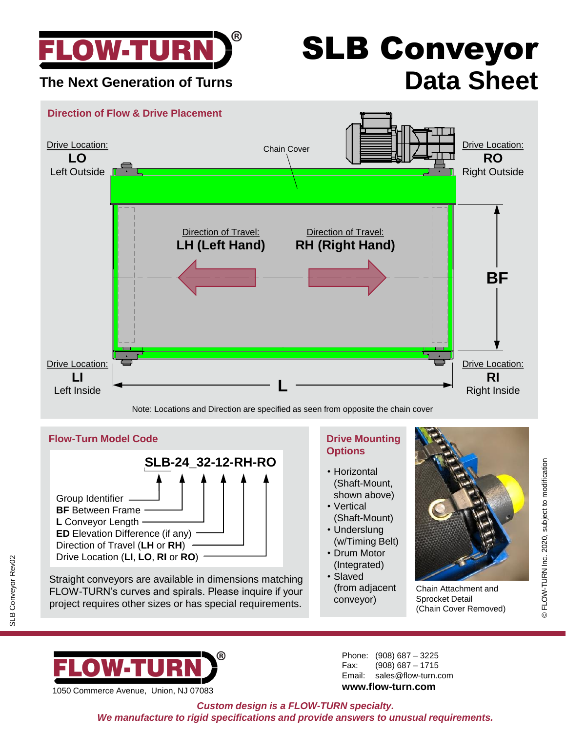# FLOW-TURN®

The Next Generation of Turns

# SLB Conveyor Data Sheet

## Direction of Flow & Drive Placement

Drive Location: **LO** Left Outside

Chain Cover

Drive Location: **RO** Right Outside

Direction of Travel: **LH (Left Hand)**

Direction of Travel: **RH (Right Hand)**

**BF**

Drive Location: **LI** Left Inside

**L**

Drive Location: **RI** Right Inside

Note: Locations and Direction are specified as seen from opposite the chain cover

## Flow-Turn Model Code

**SLB-24_32-12-RH-RO**

- Group Identifier
- **BF** Between Frame
- **L** Conveyor Length
- **ED** Elevation Difference (if any)
- Direction of Travel (**LH** or **RH**)
- Drive Location (**LI**, **LO**, **RI** or **RO**)

Straight conveyors are available in dimensions matching FLOW-TURN's curves and spirals. Please inquire if your project requires other sizes or has special requirements.

## Drive Mounting Options

- Horizontal (Shaft-Mount, shown above)
- Vertical (Shaft-Mount)
- Underslung (w/Timing Belt)
- Drum Motor (Integrated)
- Slaved (from adjacent conveyor)

Chain Attachment and Sprocket Detail (Chain Cover Removed)

© FLOW-TURN Inc. 2020, subject to modification

SLB Conveyor Rev02

FLOW-TURN®

1050 Commerce Avenue, Union, NJ 07083

Phone: (908) 687 – 3225
Fax: (908) 687 – 1715
Email: sales@flow-turn.com
**www.flow-turn.com**

*Custom design is a FLOW-TURN specialty.*
*We manufacture to rigid specifications and provide answers to unusual requirements.*